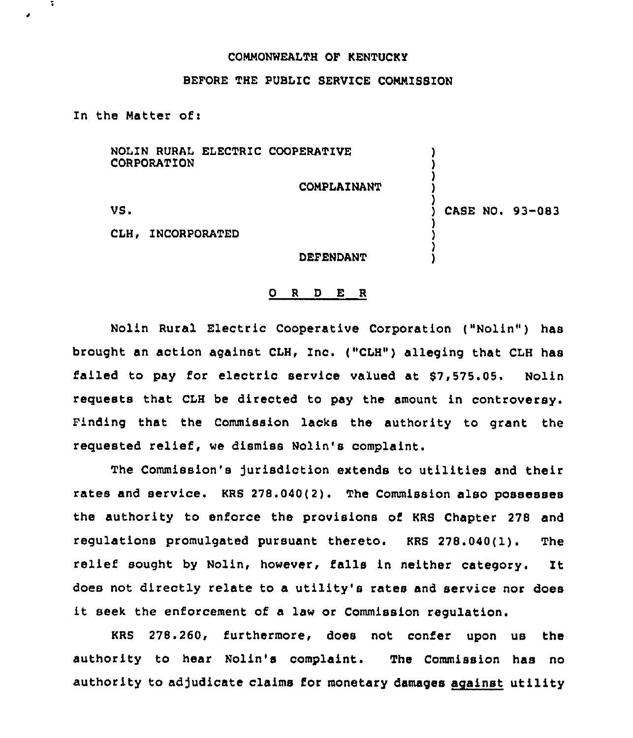COMMONWEALTH OF KENTUCKY

BEFORE THE PUBLIC SERVICE COMMISSION

In the Matter of:

| | | |
|---|---|---|
| NOLIN RURAL ELECTRIC COOPERATIVE CORPORATION | ) | |
| COMPLAINANT | ) | |
| VS. | ) | CASE NO. 93-083 |
| CLH, INCORPORATED | ) | |
| DEFENDANT | ) | |

O R D E R

Nolin Rural Electric Cooperative Corporation ("Nolin") has brought an action against CLH, Inc. ("CLH") alleging that CLH has failed to pay for electric service valued at $7,575.05. Nolin requests that CLH be directed to pay the amount in controversy. Finding that the Commission lacks the authority to grant the requested relief, we dismiss Nolin's complaint.

The Commission's jurisdiction extends to utilities and their rates and service. KRS 278.040(2). The Commission also possesses the authority to enforce the provisions of KRS Chapter 278 and regulations promulgated pursuant thereto. KRS 278.040(1). The relief sought by Nolin, however, falls in neither category. It does not directly relate to a utility's rates and service nor does it seek the enforcement of a law or Commission regulation.

KRS 278.260, furthermore, does not confer upon us the authority to hear Nolin's complaint. The Commission has no authority to adjudicate claims for monetary damages <u>against</u> utility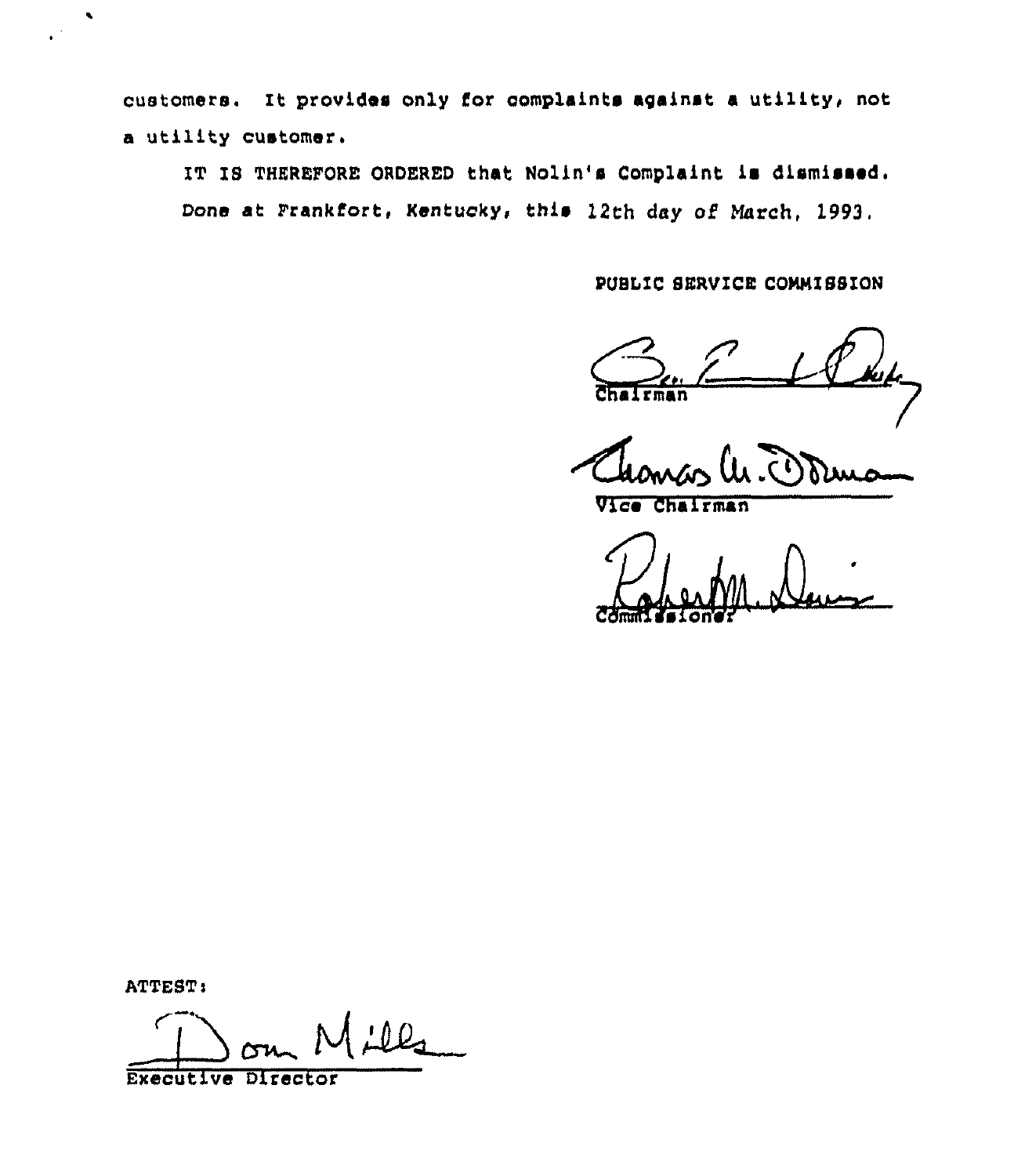customers. It provides only for complaints against a utility, not a utility customer.

IT IS THEREFORE ORDERED that Nolin's Complaint is dismissed.

Done at Frankfort, Kentucky, this 12th day of March, 1993.

PUBLIC SERVICE COMMISSION

Chairman

Vice Chairman

Commissioner

ATTEST:

Executive Director